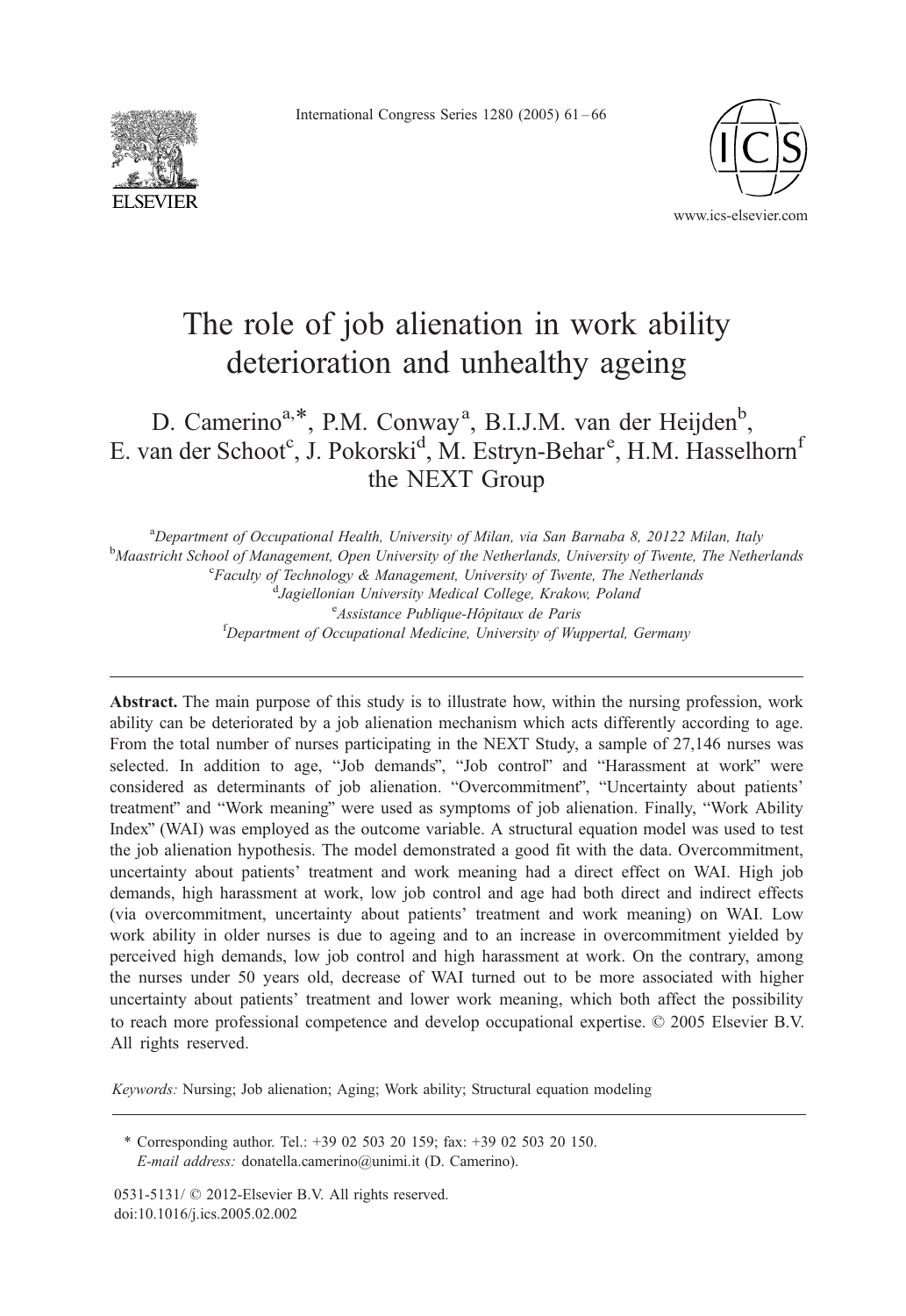# The role of job alienation in work ability deterioration and unhealthy ageing

D. Camerino[a,*], P.M. Conway[a], B.I.J.M. van der Heijden[b], E. van der Schoot[c], J. Pokorski[d], M. Estryn-Behar[e], H.M. Hasselhorn[f] the NEXT Group

[a]*Department of Occupational Health, University of Milan, via San Barnaba 8, 20122 Milan, Italy*
[b]*Maastricht School of Management, Open University of the Netherlands, University of Twente, The Netherlands*
[c]*Faculty of Technology & Management, University of Twente, The Netherlands*
[d]*Jagiellonian University Medical College, Krakow, Poland*
[e]*Assistance Publique-Hôpitaux de Paris*
[f]*Department of Occupational Medicine, University of Wuppertal, Germany*

**Abstract.** The main purpose of this study is to illustrate how, within the nursing profession, work ability can be deteriorated by a job alienation mechanism which acts differently according to age. From the total number of nurses participating in the NEXT Study, a sample of 27,146 nurses was selected. In addition to age, "Job demands", "Job control" and "Harassment at work" were considered as determinants of job alienation. "Overcommitment", "Uncertainty about patients' treatment" and "Work meaning" were used as symptoms of job alienation. Finally, "Work Ability Index" (WAI) was employed as the outcome variable. A structural equation model was used to test the job alienation hypothesis. The model demonstrated a good fit with the data. Overcommitment, uncertainty about patients' treatment and work meaning had a direct effect on WAI. High job demands, high harassment at work, low job control and age had both direct and indirect effects (via overcommitment, uncertainty about patients' treatment and work meaning) on WAI. Low work ability in older nurses is due to ageing and to an increase in overcommitment yielded by perceived high demands, low job control and high harassment at work. On the contrary, among the nurses under 50 years old, decrease of WAI turned out to be more associated with higher uncertainty about patients' treatment and lower work meaning, which both affect the possibility to reach more professional competence and develop occupational expertise. © 2005 Elsevier B.V. All rights reserved.

*Keywords:* Nursing; Job alienation; Aging; Work ability; Structural equation modeling

\* Corresponding author. Tel.: +39 02 503 20 159; fax: +39 02 503 20 150.
*E-mail address:* donatella.camerino@unimi.it (D. Camerino).

0531-5131/ © 2012-Elsevier B.V. All rights reserved.
doi:10.1016/j.ics.2005.02.002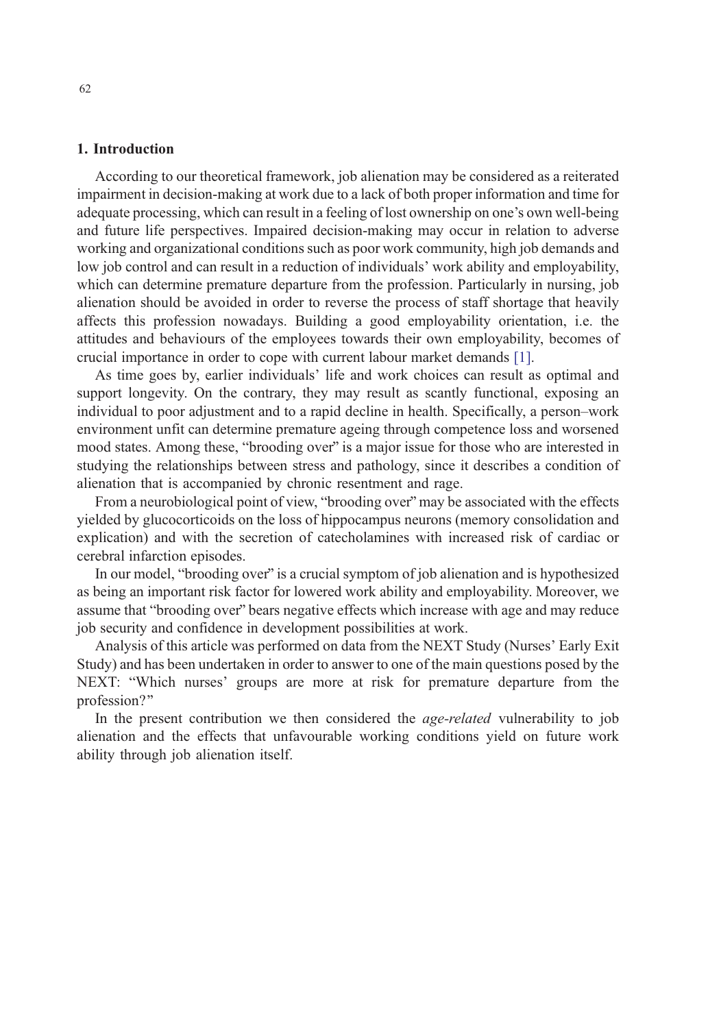## 1. Introduction

According to our theoretical framework, job alienation may be considered as a reiterated impairment in decision-making at work due to a lack of both proper information and time for adequate processing, which can result in a feeling of lost ownership on one's own well-being and future life perspectives. Impaired decision-making may occur in relation to adverse working and organizational conditions such as poor work community, high job demands and low job control and can result in a reduction of individuals' work ability and employability, which can determine premature departure from the profession. Particularly in nursing, job alienation should be avoided in order to reverse the process of staff shortage that heavily affects this profession nowadays. Building a good employability orientation, i.e. the attitudes and behaviours of the employees towards their own employability, becomes of crucial importance in order to cope with current labour market demands [1].

As time goes by, earlier individuals' life and work choices can result as optimal and support longevity. On the contrary, they may result as scantly functional, exposing an individual to poor adjustment and to a rapid decline in health. Specifically, a person–work environment unfit can determine premature ageing through competence loss and worsened mood states. Among these, "brooding over" is a major issue for those who are interested in studying the relationships between stress and pathology, since it describes a condition of alienation that is accompanied by chronic resentment and rage.

From a neurobiological point of view, "brooding over" may be associated with the effects yielded by glucocorticoids on the loss of hippocampus neurons (memory consolidation and explication) and with the secretion of catecholamines with increased risk of cardiac or cerebral infarction episodes.

In our model, "brooding over" is a crucial symptom of job alienation and is hypothesized as being an important risk factor for lowered work ability and employability. Moreover, we assume that "brooding over" bears negative effects which increase with age and may reduce job security and confidence in development possibilities at work.

Analysis of this article was performed on data from the NEXT Study (Nurses' Early Exit Study) and has been undertaken in order to answer to one of the main questions posed by the NEXT: "Which nurses' groups are more at risk for premature departure from the profession?"

In the present contribution we then considered the *age-related* vulnerability to job alienation and the effects that unfavourable working conditions yield on future work ability through job alienation itself.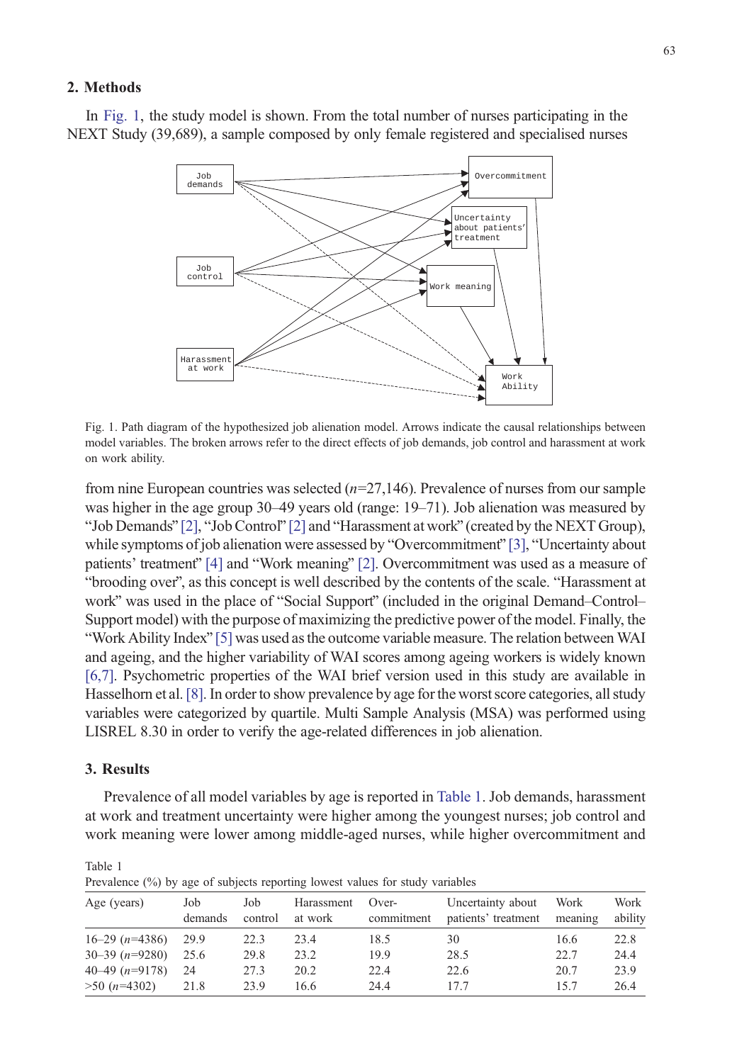## 2. Methods

In Fig. 1, the study model is shown. From the total number of nurses participating in the NEXT Study (39,689), a sample composed by only female registered and specialised nurses from nine European countries was selected ($n$=27,146). Prevalence of nurses from our sample was higher in the age group 30–49 years old (range: 19–71). Job alienation was measured by "Job Demands" [2], "Job Control" [2] and "Harassment at work" (created by the NEXT Group), while symptoms of job alienation were assessed by "Overcommitment" [3], "Uncertainty about patients' treatment" [4] and "Work meaning" [2]. Overcommitment was used as a measure of "brooding over", as this concept is well described by the contents of the scale. "Harassment at work" was used in the place of "Social Support" (included in the original Demand–Control–Support model) with the purpose of maximizing the predictive power of the model. Finally, the "Work Ability Index" [5] was used as the outcome variable measure. The relation between WAI and ageing, and the higher variability of WAI scores among ageing workers is widely known [6,7]. Psychometric properties of the WAI brief version used in this study are available in Hasselhorn et al. [8]. In order to show prevalence by age for the worst score categories, all study variables were categorized by quartile. Multi Sample Analysis (MSA) was performed using LISREL 8.30 in order to verify the age-related differences in job alienation.

Fig. 1. Path diagram of the hypothesized job alienation model. Arrows indicate the causal relationships between model variables. The broken arrows refer to the direct effects of job demands, job control and harassment at work on work ability.

## 3. Results

Prevalence of all model variables by age is reported in Table 1. Job demands, harassment at work and treatment uncertainty were higher among the youngest nurses; job control and work meaning were lower among middle-aged nurses, while higher overcommitment and

Table 1
Prevalence (%) by age of subjects reporting lowest values for study variables

| Age (years) | Job demands | Job control | Harassment at work | Over-commitment | Uncertainty about patients' treatment | Work meaning | Work ability |
|---|---|---|---|---|---|---|---|
| 16–29 ($n$=4386) | 29.9 | 22.3 | 23.4 | 18.5 | 30 | 16.6 | 22.8 |
| 30–39 ($n$=9280) | 25.6 | 29.8 | 23.2 | 19.9 | 28.5 | 22.7 | 24.4 |
| 40–49 ($n$=9178) | 24 | 27.3 | 20.2 | 22.4 | 22.6 | 20.7 | 23.9 |
| >50 ($n$=4302) | 21.8 | 23.9 | 16.6 | 24.4 | 17.7 | 15.7 | 26.4 |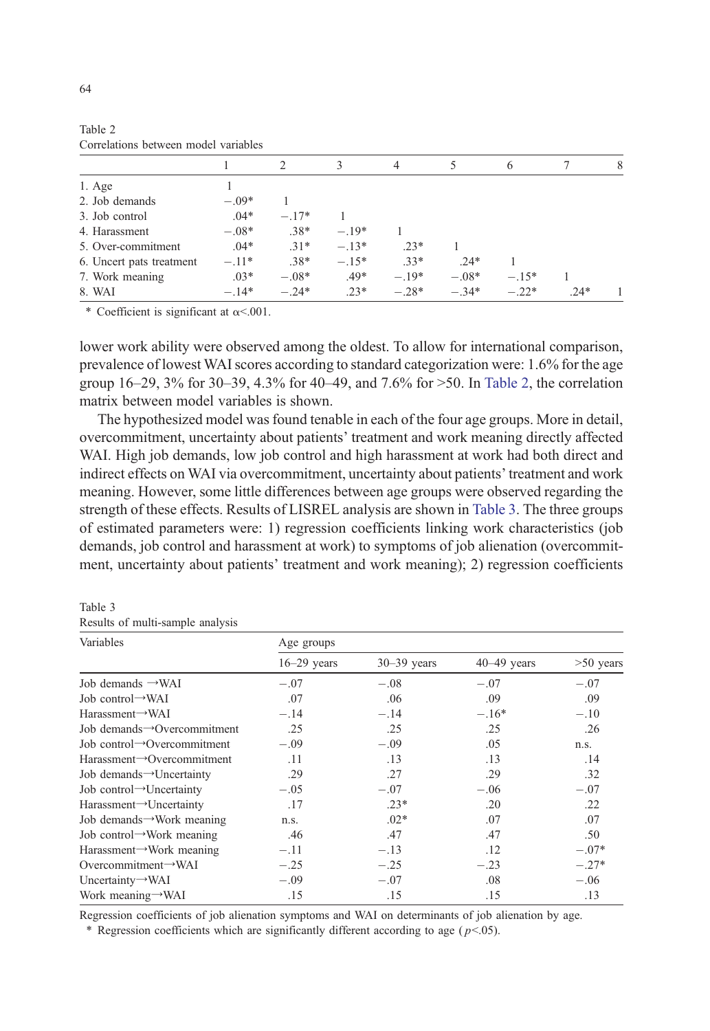Table 2

Correlations between model variables

| | 1 | 2 | 3 | 4 | 5 | 6 | 7 | 8 |
|---|---|---|---|---|---|---|---|---|
| 1. Age | 1 | | | | | | | |
| 2. Job demands | −.09* | 1 | | | | | | |
| 3. Job control | .04* | −.17* | 1 | | | | | |
| 4. Harassment | −.08* | .38* | −.19* | 1 | | | | |
| 5. Over-commitment | .04* | .31* | −.13* | .23* | 1 | | | |
| 6. Uncert pats treatment | −.11* | .38* | −.15* | .33* | .24* | 1 | | |
| 7. Work meaning | .03* | −.08* | .49* | −.19* | −.08* | −.15* | 1 | |
| 8. WAI | −.14* | −.24* | .23* | −.28* | −.34* | −.22* | .24* | 1 |

\* Coefficient is significant at $\alpha<.001$.

lower work ability were observed among the oldest. To allow for international comparison, prevalence of lowest WAI scores according to standard categorization were: 1.6% for the age group 16–29, 3% for 30–39, 4.3% for 40–49, and 7.6% for >50. In Table 2, the correlation matrix between model variables is shown.

The hypothesized model was found tenable in each of the four age groups. More in detail, overcommitment, uncertainty about patients' treatment and work meaning directly affected WAI. High job demands, low job control and high harassment at work had both direct and indirect effects on WAI via overcommitment, uncertainty about patients' treatment and work meaning. However, some little differences between age groups were observed regarding the strength of these effects. Results of LISREL analysis are shown in Table 3. The three groups of estimated parameters were: 1) regression coefficients linking work characteristics (job demands, job control and harassment at work) to symptoms of job alienation (overcommitment, uncertainty about patients' treatment and work meaning); 2) regression coefficients

Table 3

Results of multi-sample analysis

| Variables | Age groups | | | |
|---|---|---|---|---|
| | 16–29 years | 30–39 years | 40–49 years | >50 years |
| Job demands →WAI | −.07 | −.08 | −.07 | −.07 |
| Job control→WAI | .07 | .06 | .09 | .09 |
| Harassment→WAI | −.14 | −.14 | −.16* | −.10 |
| Job demands→Overcommitment | .25 | .25 | .25 | .26 |
| Job control→Overcommitment | −.09 | −.09 | .05 | n.s. |
| Harassment→Overcommitment | .11 | .13 | .13 | .14 |
| Job demands→Uncertainty | .29 | .27 | .29 | .32 |
| Job control→Uncertainty | −.05 | −.07 | −.06 | −.07 |
| Harassment→Uncertainty | .17 | .23* | .20 | .22 |
| Job demands→Work meaning | n.s. | .02* | .07 | .07 |
| Job control→Work meaning | .46 | .47 | .47 | .50 |
| Harassment→Work meaning | −.11 | −.13 | .12 | −.07* |
| Overcommitment→WAI | −.25 | −.25 | −.23 | −.27* |
| Uncertainty→WAI | −.09 | −.07 | .08 | −.06 |
| Work meaning→WAI | .15 | .15 | .15 | .13 |

Regression coefficients of job alienation symptoms and WAI on determinants of job alienation by age.

\* Regression coefficients which are significantly different according to age ($p<.05$).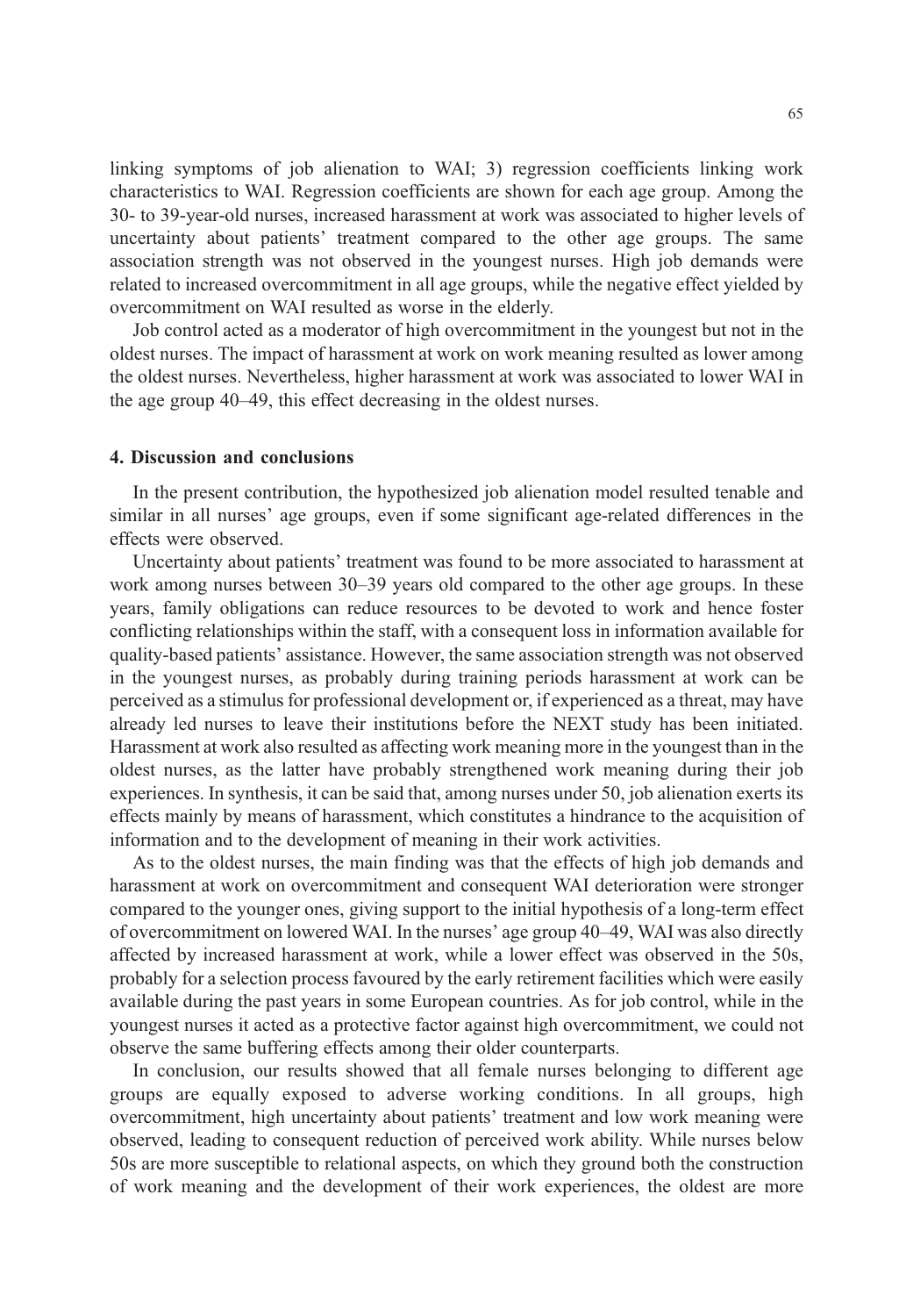linking symptoms of job alienation to WAI; 3) regression coefficients linking work characteristics to WAI. Regression coefficients are shown for each age group. Among the 30- to 39-year-old nurses, increased harassment at work was associated to higher levels of uncertainty about patients' treatment compared to the other age groups. The same association strength was not observed in the youngest nurses. High job demands were related to increased overcommitment in all age groups, while the negative effect yielded by overcommitment on WAI resulted as worse in the elderly.

Job control acted as a moderator of high overcommitment in the youngest but not in the oldest nurses. The impact of harassment at work on work meaning resulted as lower among the oldest nurses. Nevertheless, higher harassment at work was associated to lower WAI in the age group 40–49, this effect decreasing in the oldest nurses.

## 4. Discussion and conclusions

In the present contribution, the hypothesized job alienation model resulted tenable and similar in all nurses' age groups, even if some significant age-related differences in the effects were observed.

Uncertainty about patients' treatment was found to be more associated to harassment at work among nurses between 30–39 years old compared to the other age groups. In these years, family obligations can reduce resources to be devoted to work and hence foster conflicting relationships within the staff, with a consequent loss in information available for quality-based patients' assistance. However, the same association strength was not observed in the youngest nurses, as probably during training periods harassment at work can be perceived as a stimulus for professional development or, if experienced as a threat, may have already led nurses to leave their institutions before the NEXT study has been initiated. Harassment at work also resulted as affecting work meaning more in the youngest than in the oldest nurses, as the latter have probably strengthened work meaning during their job experiences. In synthesis, it can be said that, among nurses under 50, job alienation exerts its effects mainly by means of harassment, which constitutes a hindrance to the acquisition of information and to the development of meaning in their work activities.

As to the oldest nurses, the main finding was that the effects of high job demands and harassment at work on overcommitment and consequent WAI deterioration were stronger compared to the younger ones, giving support to the initial hypothesis of a long-term effect of overcommitment on lowered WAI. In the nurses' age group 40–49, WAI was also directly affected by increased harassment at work, while a lower effect was observed in the 50s, probably for a selection process favoured by the early retirement facilities which were easily available during the past years in some European countries. As for job control, while in the youngest nurses it acted as a protective factor against high overcommitment, we could not observe the same buffering effects among their older counterparts.

In conclusion, our results showed that all female nurses belonging to different age groups are equally exposed to adverse working conditions. In all groups, high overcommitment, high uncertainty about patients' treatment and low work meaning were observed, leading to consequent reduction of perceived work ability. While nurses below 50s are more susceptible to relational aspects, on which they ground both the construction of work meaning and the development of their work experiences, the oldest are more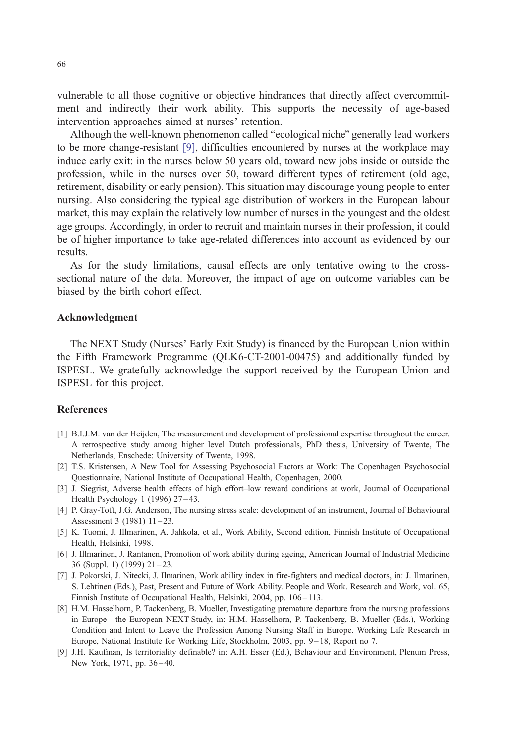vulnerable to all those cognitive or objective hindrances that directly affect overcommitment and indirectly their work ability. This supports the necessity of age-based intervention approaches aimed at nurses' retention.

Although the well-known phenomenon called "ecological niche" generally lead workers to be more change-resistant [9], difficulties encountered by nurses at the workplace may induce early exit: in the nurses below 50 years old, toward new jobs inside or outside the profession, while in the nurses over 50, toward different types of retirement (old age, retirement, disability or early pension). This situation may discourage young people to enter nursing. Also considering the typical age distribution of workers in the European labour market, this may explain the relatively low number of nurses in the youngest and the oldest age groups. Accordingly, in order to recruit and maintain nurses in their profession, it could be of higher importance to take age-related differences into account as evidenced by our results.

As for the study limitations, causal effects are only tentative owing to the cross-sectional nature of the data. Moreover, the impact of age on outcome variables can be biased by the birth cohort effect.

## Acknowledgment

The NEXT Study (Nurses' Early Exit Study) is financed by the European Union within the Fifth Framework Programme (QLK6-CT-2001-00475) and additionally funded by ISPESL. We gratefully acknowledge the support received by the European Union and ISPESL for this project.

## References

[1] B.I.J.M. van der Heijden, The measurement and development of professional expertise throughout the career. A retrospective study among higher level Dutch professionals, PhD thesis, University of Twente, The Netherlands, Enschede: University of Twente, 1998.

[2] T.S. Kristensen, A New Tool for Assessing Psychosocial Factors at Work: The Copenhagen Psychosocial Questionnaire, National Institute of Occupational Health, Copenhagen, 2000.

[3] J. Siegrist, Adverse health effects of high effort–low reward conditions at work, Journal of Occupational Health Psychology 1 (1996) 27–43.

[4] P. Gray-Toft, J.G. Anderson, The nursing stress scale: development of an instrument, Journal of Behavioural Assessment 3 (1981) 11–23.

[5] K. Tuomi, J. Illmarinen, A. Jahkola, et al., Work Ability, Second edition, Finnish Institute of Occupational Health, Helsinki, 1998.

[6] J. Illmarinen, J. Rantanen, Promotion of work ability during ageing, American Journal of Industrial Medicine 36 (Suppl. 1) (1999) 21–23.

[7] J. Pokorski, J. Nitecki, J. Ilmarinen, Work ability index in fire-fighters and medical doctors, in: J. Ilmarinen, S. Lehtinen (Eds.), Past, Present and Future of Work Ability. People and Work. Research and Work, vol. 65, Finnish Institute of Occupational Health, Helsinki, 2004, pp. 106–113.

[8] H.M. Hasselhorn, P. Tackenberg, B. Mueller, Investigating premature departure from the nursing professions in Europe—the European NEXT-Study, in: H.M. Hasselhorn, P. Tackenberg, B. Mueller (Eds.), Working Condition and Intent to Leave the Profession Among Nursing Staff in Europe. Working Life Research in Europe, National Institute for Working Life, Stockholm, 2003, pp. 9–18, Report no 7.

[9] J.H. Kaufman, Is territoriality definable? in: A.H. Esser (Ed.), Behaviour and Environment, Plenum Press, New York, 1971, pp. 36–40.